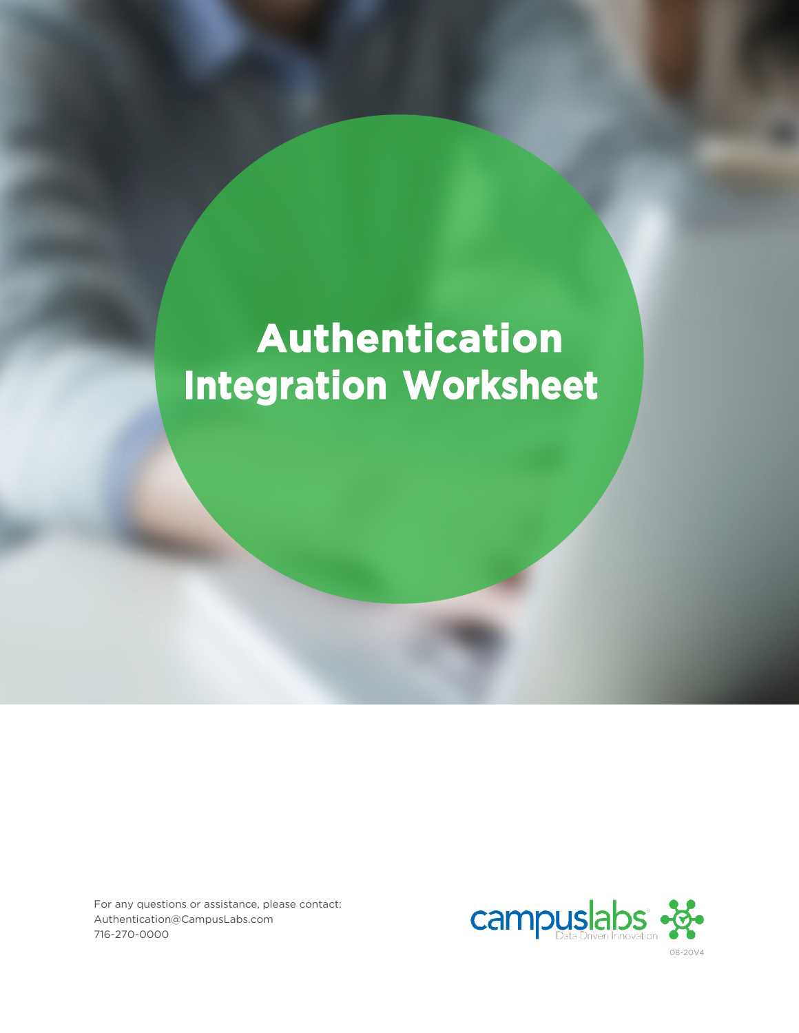# Authentication Integration Worksheet

For any questions or assistance, please contact:
Authentication@CampusLabs.com
716-270-0000

campuslabs Data Driven Innovation

08-20V4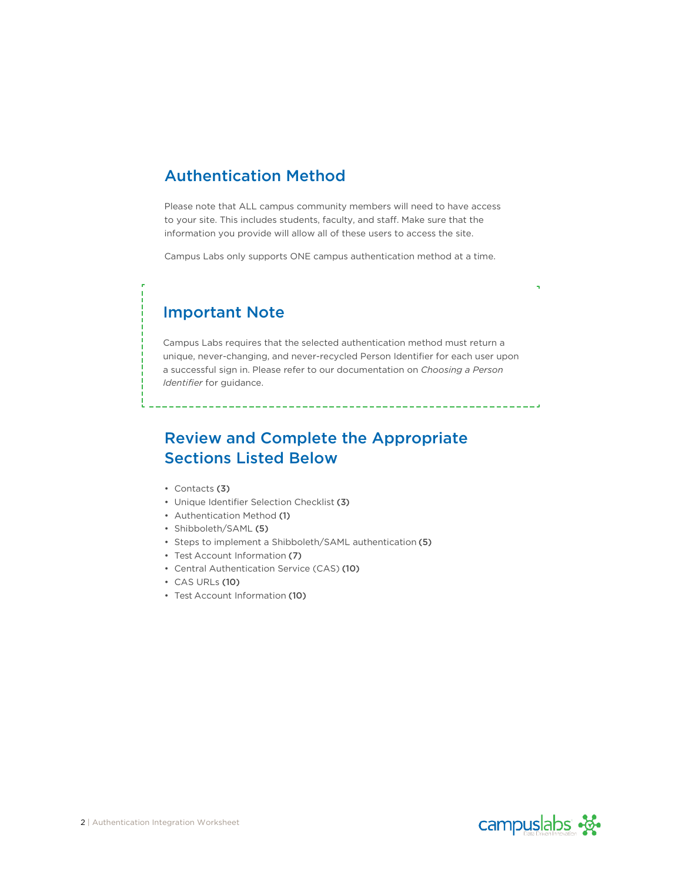## Authentication Method

Please note that ALL campus community members will need to have access to your site. This includes students, faculty, and staff. Make sure that the information you provide will allow all of these users to access the site.

Campus Labs only supports ONE campus authentication method at a time.

### Important Note

Campus Labs requires that the selected authentication method must return a unique, never-changing, and never-recycled Person Identifier for each user upon a successful sign in. Please refer to our documentation on *Choosing a Person Identifier* for guidance.

## Review and Complete the Appropriate Sections Listed Below

- Contacts **(3)**
- Unique Identifier Selection Checklist **(3)**
- Authentication Method **(1)**
- Shibboleth/SAML **(5)**
- Steps to implement a Shibboleth/SAML authentication **(5)**
- Test Account Information **(7)**
- Central Authentication Service (CAS) **(10)**
- CAS URLs **(10)**
- Test Account Information **(10)**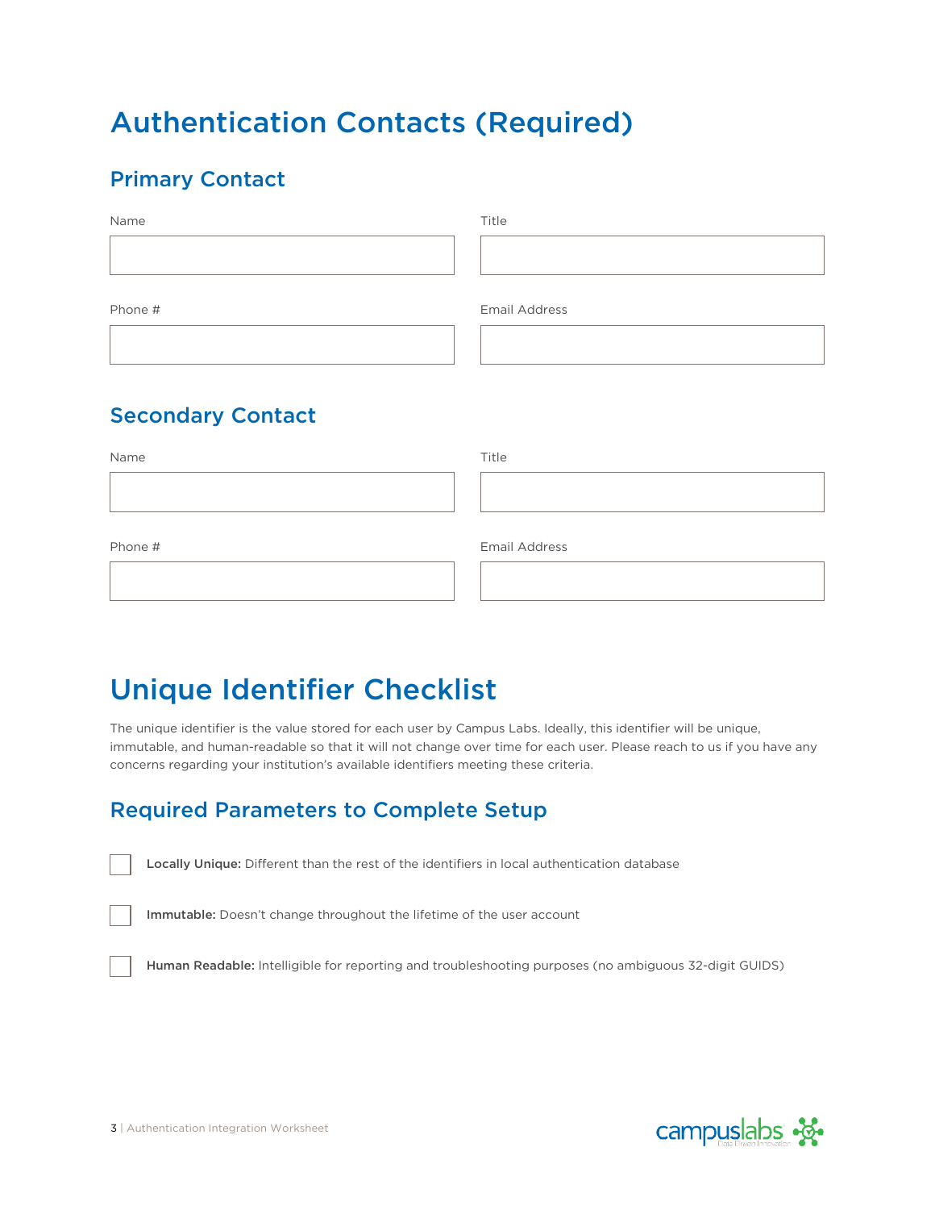# Authentication Contacts (Required)

## Primary Contact

| Name | Title |
| --- | --- |
| | |

| Phone # | Email Address |
| --- | --- |
| | |

## Secondary Contact

| Name | Title |
| --- | --- |
| | |

| Phone # | Email Address |
| --- | --- |
| | |

# Unique Identifier Checklist

The unique identifier is the value stored for each user by Campus Labs. Ideally, this identifier will be unique, immutable, and human-readable so that it will not change over time for each user. Please reach to us if you have any concerns regarding your institution's available identifiers meeting these criteria.

## Required Parameters to Complete Setup

- [ ] **Locally Unique:** Different than the rest of the identifiers in local authentication database
- [ ] **Immutable:** Doesn't change throughout the lifetime of the user account
- [ ] **Human Readable:** Intelligible for reporting and troubleshooting purposes (no ambiguous 32-digit GUIDS)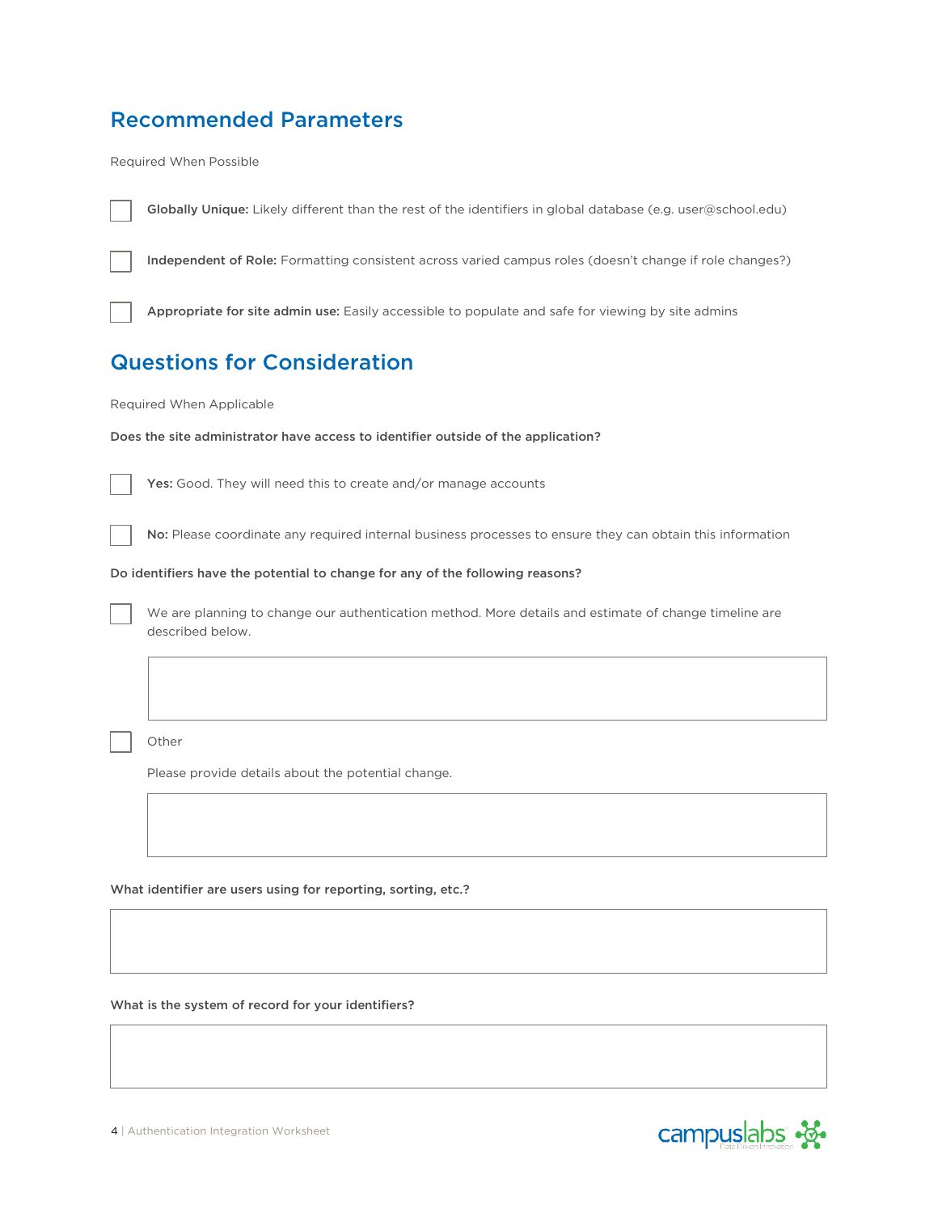## Recommended Parameters

Required When Possible

- [ ] **Globally Unique:** Likely different than the rest of the identifiers in global database (e.g. user@school.edu)
- [ ] **Independent of Role:** Formatting consistent across varied campus roles (doesn't change if role changes?)
- [ ] **Appropriate for site admin use:** Easily accessible to populate and safe for viewing by site admins

## Questions for Consideration

Required When Applicable

**Does the site administrator have access to identifier outside of the application?**

- [ ] **Yes:** Good. They will need this to create and/or manage accounts
- [ ] **No:** Please coordinate any required internal business processes to ensure they can obtain this information

**Do identifiers have the potential to change for any of the following reasons?**

- [ ] We are planning to change our authentication method. More details and estimate of change timeline are described below.

&nbsp;

- [ ] Other

  Please provide details about the potential change.

&nbsp;

**What identifier are users using for reporting, sorting, etc.?**

&nbsp;

**What is the system of record for your identifiers?**

&nbsp;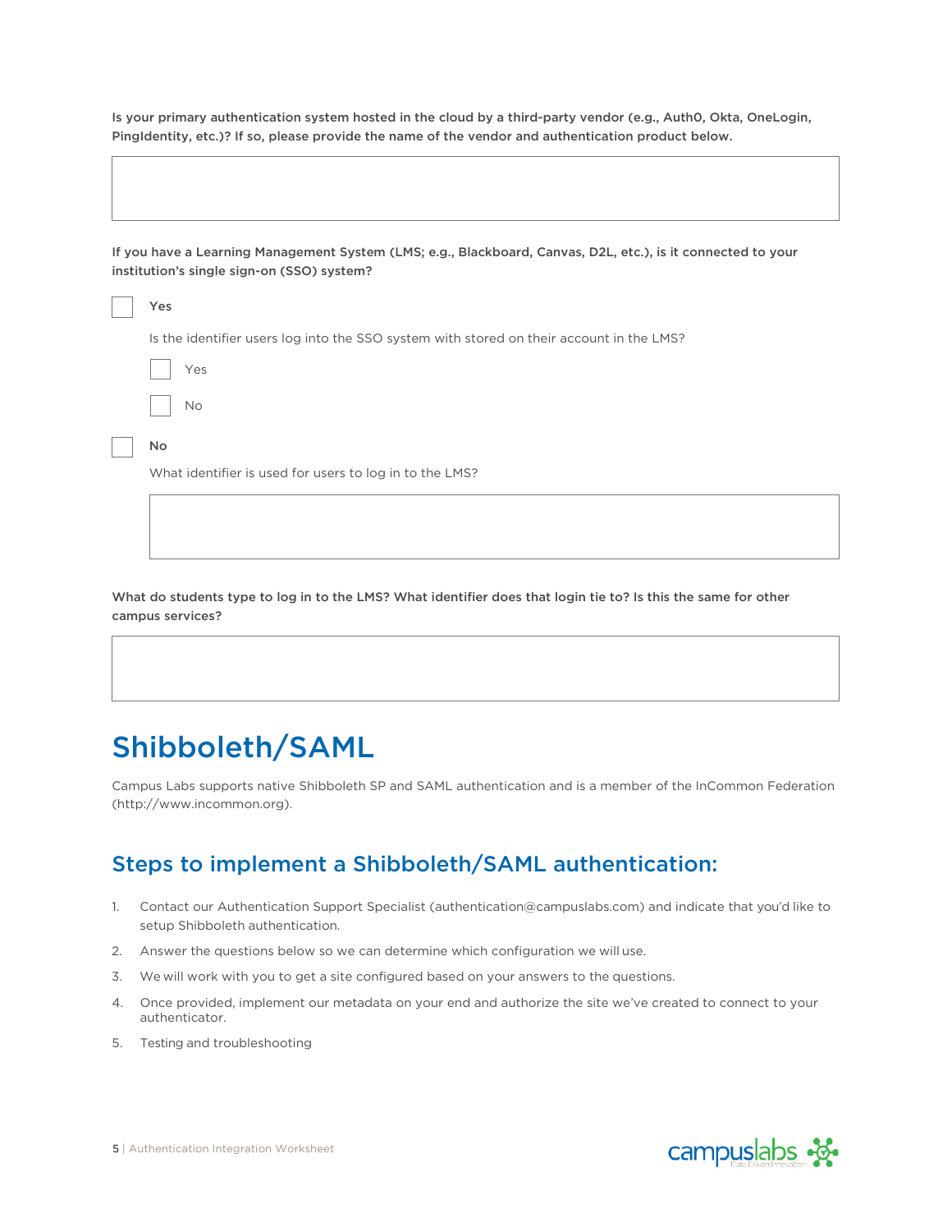**Is your primary authentication system hosted in the cloud by a third-party vendor (e.g., Auth0, Okta, OneLogin, PingIdentity, etc.)? If so, please provide the name of the vendor and authentication product below.**

**If you have a Learning Management System (LMS; e.g., Blackboard, Canvas, D2L, etc.), is it connected to your institution's single sign-on (SSO) system?**

- [ ] **Yes**

  Is the identifier users log into the SSO system with stored on their account in the LMS?

  - [ ] Yes
  - [ ] No

- [ ] **No**

  What identifier is used for users to log in to the LMS?

**What do students type to log in to the LMS? What identifier does that login tie to? Is this the same for other campus services?**

# Shibboleth/SAML

Campus Labs supports native Shibboleth SP and SAML authentication and is a member of the InCommon Federation (http://www.incommon.org).

## Steps to implement a Shibboleth/SAML authentication:

1. Contact our Authentication Support Specialist (authentication@campuslabs.com) and indicate that you'd like to setup Shibboleth authentication.
2. Answer the questions below so we can determine which configuration we will use.
3. We will work with you to get a site configured based on your answers to the questions.
4. Once provided, implement our metadata on your end and authorize the site we've created to connect to your authenticator.
5. Testing and troubleshooting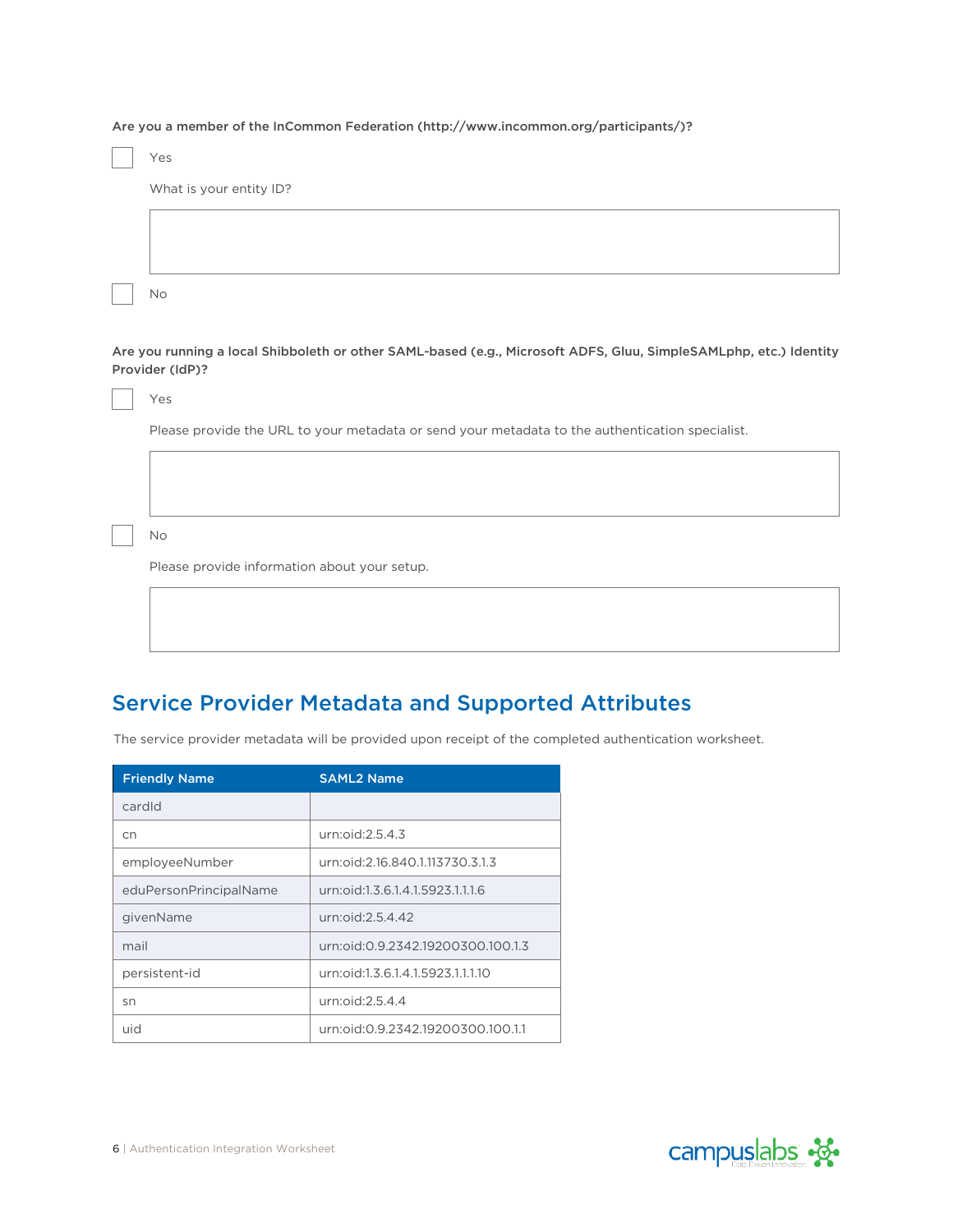**Are you a member of the InCommon Federation (http://www.incommon.org/participants/)?**

- [ ] Yes

  What is your entity ID?

- [ ] No

**Are you running a local Shibboleth or other SAML-based (e.g., Microsoft ADFS, Gluu, SimpleSAMLphp, etc.) Identity Provider (IdP)?**

- [ ] Yes

  Please provide the URL to your metadata or send your metadata to the authentication specialist.

- [ ] No

  Please provide information about your setup.

## Service Provider Metadata and Supported Attributes

The service provider metadata will be provided upon receipt of the completed authentication worksheet.

| Friendly Name | SAML2 Name |
| --- | --- |
| cardId | |
| cn | urn:oid:2.5.4.3 |
| employeeNumber | urn:oid:2.16.840.1.113730.3.1.3 |
| eduPersonPrincipalName | urn:oid:1.3.6.1.4.1.5923.1.1.1.6 |
| givenName | urn:oid:2.5.4.42 |
| mail | urn:oid:0.9.2342.19200300.100.1.3 |
| persistent-id | urn:oid:1.3.6.1.4.1.5923.1.1.1.10 |
| sn | urn:oid:2.5.4.4 |
| uid | urn:oid:0.9.2342.19200300.100.1.1 |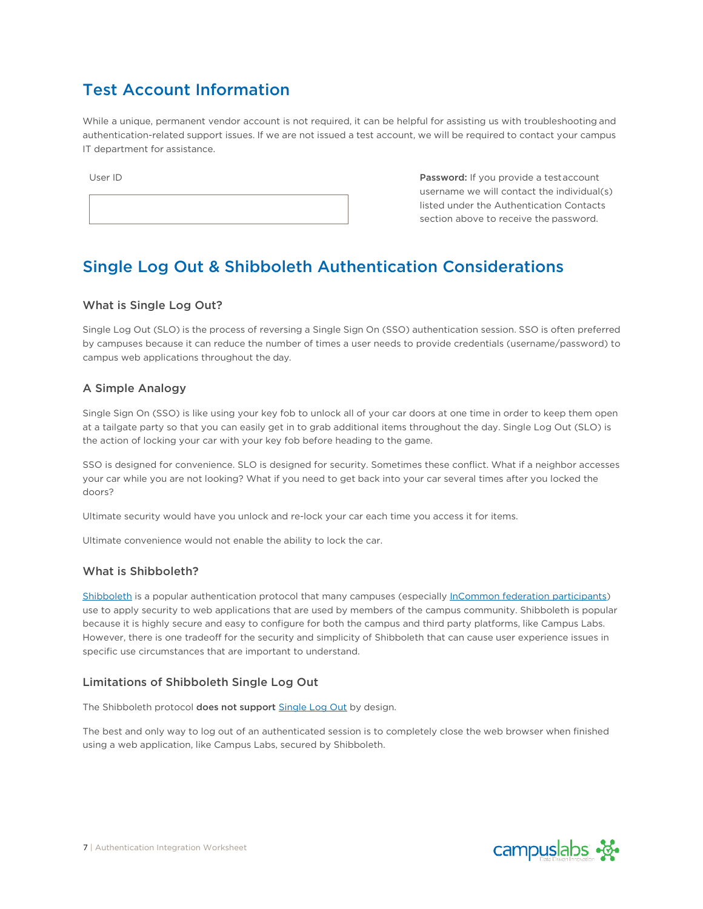## Test Account Information

While a unique, permanent vendor account is not required, it can be helpful for assisting us with troubleshooting and authentication-related support issues. If we are not issued a test account, we will be required to contact your campus IT department for assistance.

User ID

**Password:** If you provide a test account username we will contact the individual(s) listed under the Authentication Contacts section above to receive the password.

## Single Log Out & Shibboleth Authentication Considerations

### What is Single Log Out?

Single Log Out (SLO) is the process of reversing a Single Sign On (SSO) authentication session. SSO is often preferred by campuses because it can reduce the number of times a user needs to provide credentials (username/password) to campus web applications throughout the day.

### A Simple Analogy

Single Sign On (SSO) is like using your key fob to unlock all of your car doors at one time in order to keep them open at a tailgate party so that you can easily get in to grab additional items throughout the day. Single Log Out (SLO) is the action of locking your car with your key fob before heading to the game.

SSO is designed for convenience. SLO is designed for security. Sometimes these conflict. What if a neighbor accesses your car while you are not looking? What if you need to get back into your car several times after you locked the doors?

Ultimate security would have you unlock and re-lock your car each time you access it for items.

Ultimate convenience would not enable the ability to lock the car.

### What is Shibboleth?

Shibboleth is a popular authentication protocol that many campuses (especially InCommon federation participants) use to apply security to web applications that are used by members of the campus community. Shibboleth is popular because it is highly secure and easy to configure for both the campus and third party platforms, like Campus Labs. However, there is one tradeoff for the security and simplicity of Shibboleth that can cause user experience issues in specific use circumstances that are important to understand.

### Limitations of Shibboleth Single Log Out

The Shibboleth protocol **does not support** Single Log Out by design.

The best and only way to log out of an authenticated session is to completely close the web browser when finished using a web application, like Campus Labs, secured by Shibboleth.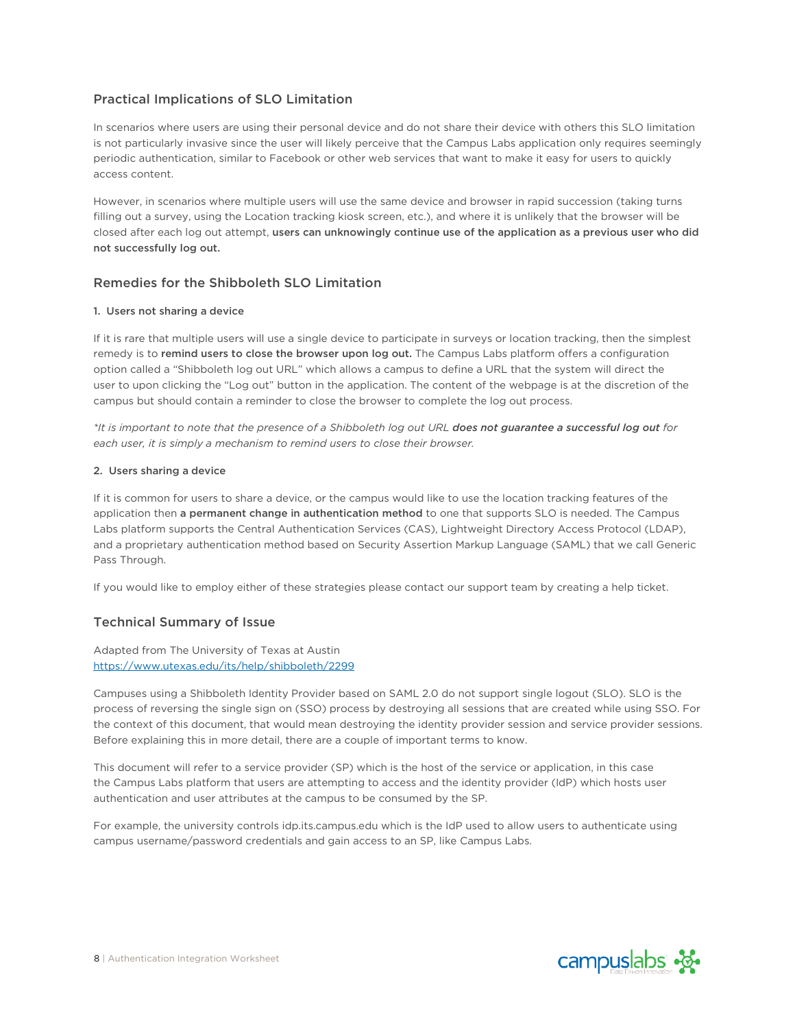## Practical Implications of SLO Limitation

In scenarios where users are using their personal device and do not share their device with others this SLO limitation is not particularly invasive since the user will likely perceive that the Campus Labs application only requires seemingly periodic authentication, similar to Facebook or other web services that want to make it easy for users to quickly access content.

However, in scenarios where multiple users will use the same device and browser in rapid succession (taking turns filling out a survey, using the Location tracking kiosk screen, etc.), and where it is unlikely that the browser will be closed after each log out attempt, **users can unknowingly continue use of the application as a previous user who did not successfully log out.**

## Remedies for the Shibboleth SLO Limitation

**1. Users not sharing a device**

If it is rare that multiple users will use a single device to participate in surveys or location tracking, then the simplest remedy is to **remind users to close the browser upon log out.** The Campus Labs platform offers a configuration option called a "Shibboleth log out URL" which allows a campus to define a URL that the system will direct the user to upon clicking the "Log out" button in the application. The content of the webpage is at the discretion of the campus but should contain a reminder to close the browser to complete the log out process.

*\*It is important to note that the presence of a Shibboleth log out URL **does not guarantee a successful log out** for each user, it is simply a mechanism to remind users to close their browser.*

**2. Users sharing a device**

If it is common for users to share a device, or the campus would like to use the location tracking features of the application then **a permanent change in authentication method** to one that supports SLO is needed. The Campus Labs platform supports the Central Authentication Services (CAS), Lightweight Directory Access Protocol (LDAP), and a proprietary authentication method based on Security Assertion Markup Language (SAML) that we call Generic Pass Through.

If you would like to employ either of these strategies please contact our support team by creating a help ticket.

## Technical Summary of Issue

Adapted from The University of Texas at Austin
https://www.utexas.edu/its/help/shibboleth/2299

Campuses using a Shibboleth Identity Provider based on SAML 2.0 do not support single logout (SLO). SLO is the process of reversing the single sign on (SSO) process by destroying all sessions that are created while using SSO. For the context of this document, that would mean destroying the identity provider session and service provider sessions. Before explaining this in more detail, there are a couple of important terms to know.

This document will refer to a service provider (SP) which is the host of the service or application, in this case the Campus Labs platform that users are attempting to access and the identity provider (IdP) which hosts user authentication and user attributes at the campus to be consumed by the SP.

For example, the university controls idp.its.campus.edu which is the IdP used to allow users to authenticate using campus username/password credentials and gain access to an SP, like Campus Labs.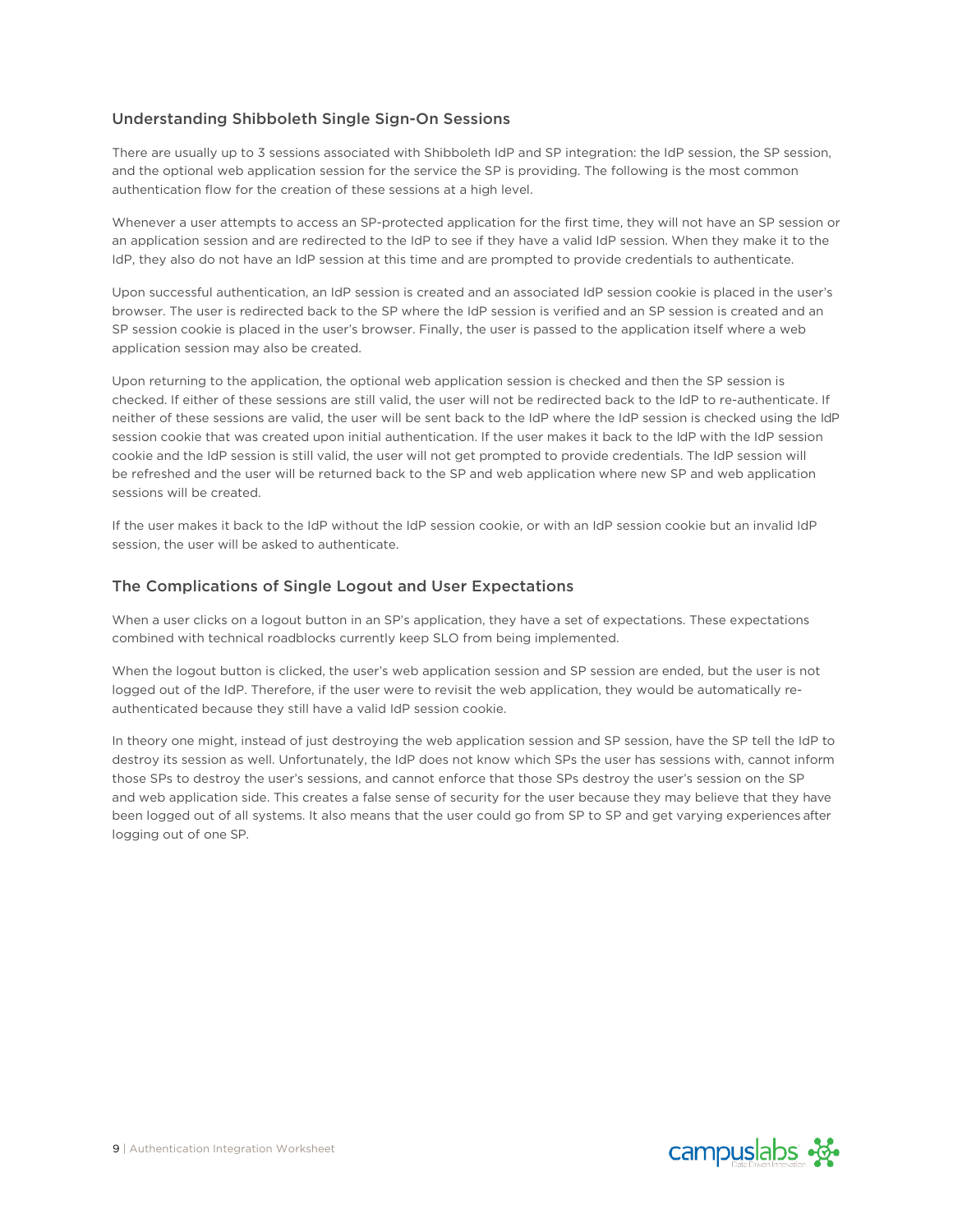## Understanding Shibboleth Single Sign-On Sessions

There are usually up to 3 sessions associated with Shibboleth IdP and SP integration: the IdP session, the SP session, and the optional web application session for the service the SP is providing. The following is the most common authentication flow for the creation of these sessions at a high level.

Whenever a user attempts to access an SP-protected application for the first time, they will not have an SP session or an application session and are redirected to the IdP to see if they have a valid IdP session. When they make it to the IdP, they also do not have an IdP session at this time and are prompted to provide credentials to authenticate.

Upon successful authentication, an IdP session is created and an associated IdP session cookie is placed in the user's browser. The user is redirected back to the SP where the IdP session is verified and an SP session is created and an SP session cookie is placed in the user's browser. Finally, the user is passed to the application itself where a web application session may also be created.

Upon returning to the application, the optional web application session is checked and then the SP session is checked. If either of these sessions are still valid, the user will not be redirected back to the IdP to re-authenticate. If neither of these sessions are valid, the user will be sent back to the IdP where the IdP session is checked using the IdP session cookie that was created upon initial authentication. If the user makes it back to the IdP with the IdP session cookie and the IdP session is still valid, the user will not get prompted to provide credentials. The IdP session will be refreshed and the user will be returned back to the SP and web application where new SP and web application sessions will be created.

If the user makes it back to the IdP without the IdP session cookie, or with an IdP session cookie but an invalid IdP session, the user will be asked to authenticate.

## The Complications of Single Logout and User Expectations

When a user clicks on a logout button in an SP's application, they have a set of expectations. These expectations combined with technical roadblocks currently keep SLO from being implemented.

When the logout button is clicked, the user's web application session and SP session are ended, but the user is not logged out of the IdP. Therefore, if the user were to revisit the web application, they would be automatically re-authenticated because they still have a valid IdP session cookie.

In theory one might, instead of just destroying the web application session and SP session, have the SP tell the IdP to destroy its session as well. Unfortunately, the IdP does not know which SPs the user has sessions with, cannot inform those SPs to destroy the user's sessions, and cannot enforce that those SPs destroy the user's session on the SP and web application side. This creates a false sense of security for the user because they may believe that they have been logged out of all systems. It also means that the user could go from SP to SP and get varying experiences after logging out of one SP.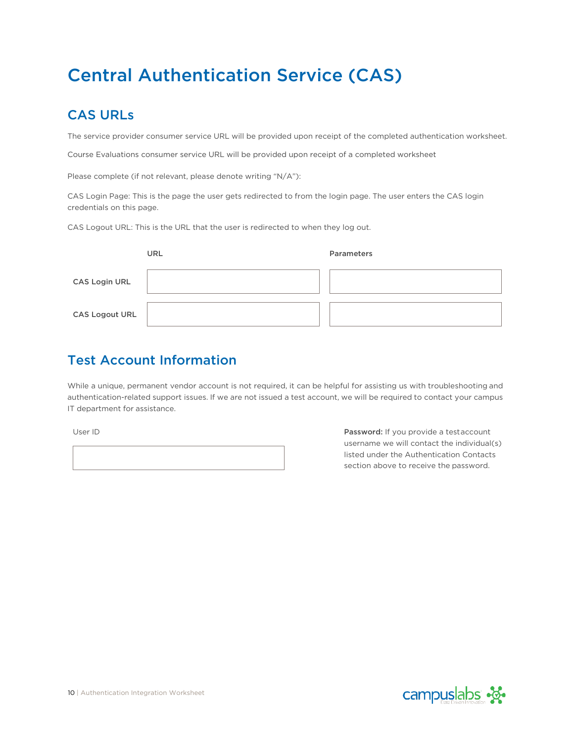# Central Authentication Service (CAS)

## CAS URLs

The service provider consumer service URL will be provided upon receipt of the completed authentication worksheet.

Course Evaluations consumer service URL will be provided upon receipt of a completed worksheet

Please complete (if not relevant, please denote writing "N/A"):

CAS Login Page: This is the page the user gets redirected to from the login page. The user enters the CAS login credentials on this page.

CAS Logout URL: This is the URL that the user is redirected to when they log out.

| | URL | Parameters |
|---|---|---|
| CAS Login URL | | |
| CAS Logout URL | | |

## Test Account Information

While a unique, permanent vendor account is not required, it can be helpful for assisting us with troubleshooting and authentication-related support issues. If we are not issued a test account, we will be required to contact your campus IT department for assistance.

User ID

**Password:** If you provide a test account username we will contact the individual(s) listed under the Authentication Contacts section above to receive the password.